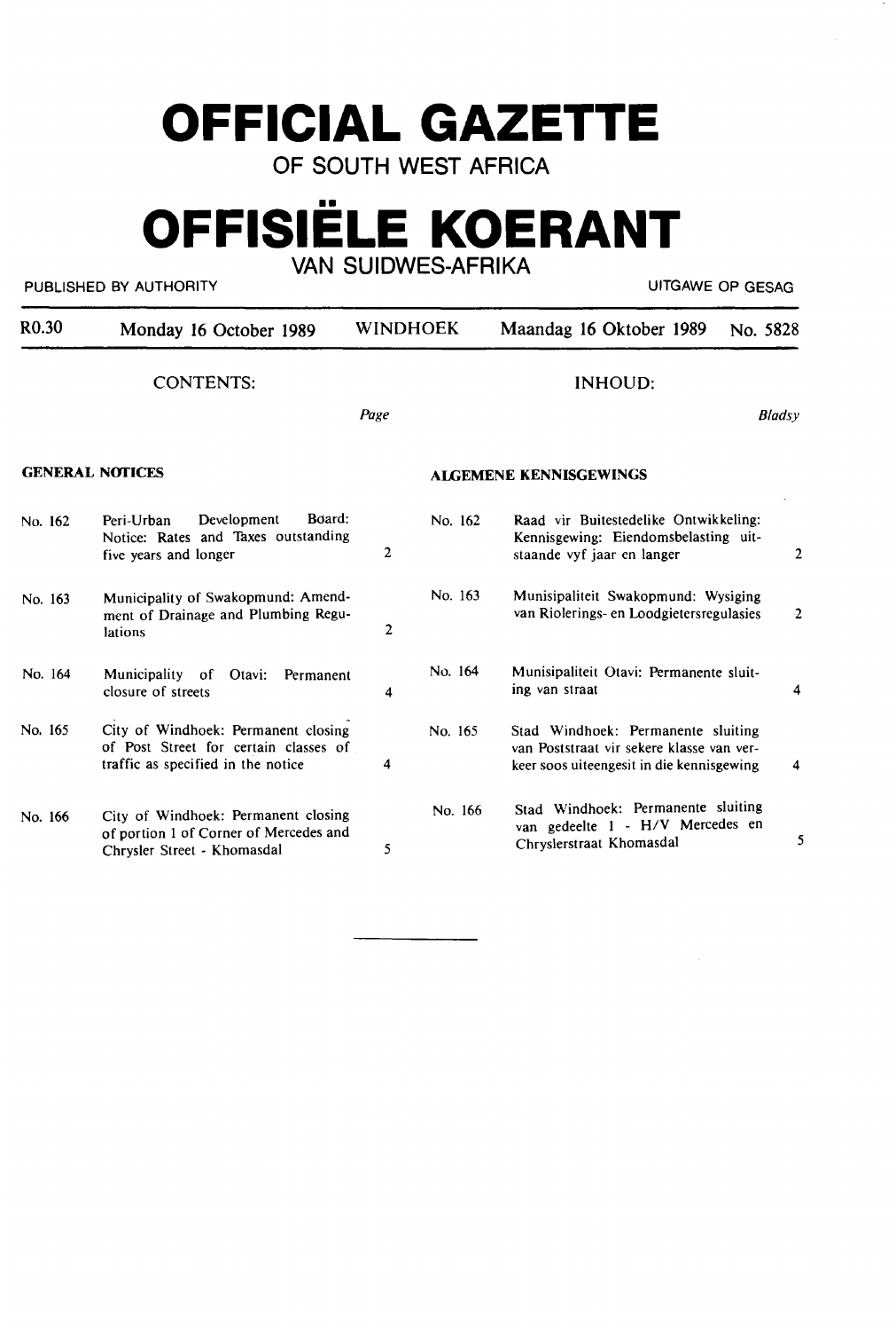# OFFICIAL GAZETTE

OF SOUTH WEST AFRICA

# OFFISIËLE KOERANT

VAN SUIDWES-AFRIKA

PUBLISHED BY AUTHORITY — UITGAWE OP GESAG

| R0.30 | Monday 16 October 1989 | WINDHOEK | Maandag 16 Oktober 1989 | No. 5828 |
|---|---|---|---|---|

## CONTENTS:

*Page*

### GENERAL NOTICES

| No. | Notice | Page |
|---|---|---|
| No. 162 | Peri-Urban Development Board: Notice: Rates and Taxes outstanding five years and longer | 2 |
| No. 163 | Municipality of Swakopmund: Amendment of Drainage and Plumbing Regulations | 2 |
| No. 164 | Municipality of Otavi: Permanent closure of streets | 4 |
| No. 165 | City of Windhoek: Permanent closing of Post Street for certain classes of traffic as specified in the notice | 4 |
| No. 166 | City of Windhoek: Permanent closing of portion 1 of Corner of Mercedes and Chrysler Street - Khomasdal | 5 |

## INHOUD:

*Bladsy*

### ALGEMENE KENNISGEWINGS

| No. | Kennisgewing | Bladsy |
|---|---|---|
| No. 162 | Raad vir Buitestedelike Ontwikkeling: Kennisgewing: Eiendomsbelasting uitstaande vyf jaar en langer | 2 |
| No. 163 | Munisipaliteit Swakopmund: Wysiging van Riolerings- en Loodgietersregulasies | 2 |
| No. 164 | Munisipaliteit Otavi: Permanente sluiting van straat | 4 |
| No. 165 | Stad Windhoek: Permanente sluiting van Poststraat vir sekere klasse van verkeer soos uiteengesit in die kennisgewing | 4 |
| No. 166 | Stad Windhoek: Permanente sluiting van gedeelte 1 - H/V Mercedes en Chryslerstraat Khomasdal | 5 |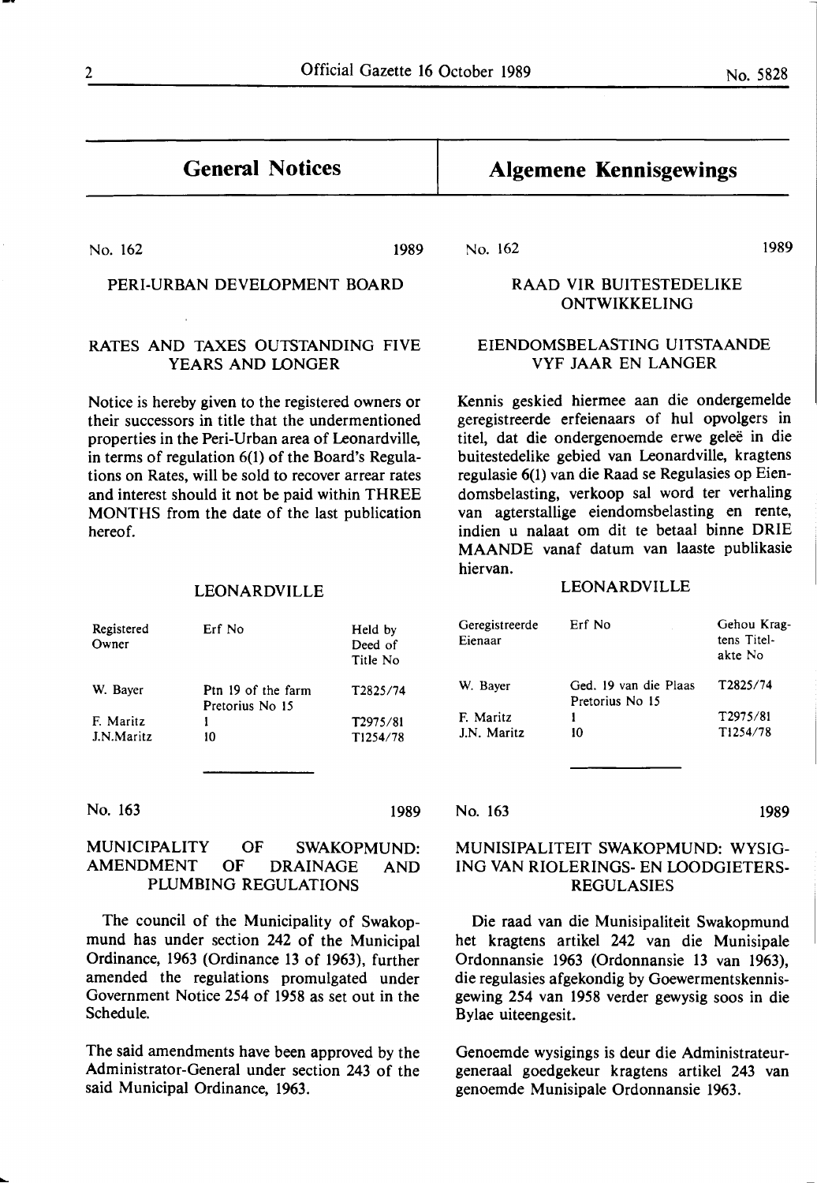## General Notices

No. 162 1989

### PERI-URBAN DEVELOPMENT BOARD

### RATES AND TAXES OUTSTANDING FIVE YEARS AND LONGER

Notice is hereby given to the registered owners or their successors in title that the undermentioned properties in the Peri-Urban area of Leonardville, in terms of regulation 6(1) of the Board's Regulations on Rates, will be sold to recover arrear rates and interest should it not be paid within THREE MONTHS from the date of the last publication hereof.

LEONARDVILLE

| Registered Owner | Erf No | Held by Deed of Title No |
|---|---|---|
| W. Bayer | Ptn 19 of the farm Pretorius No 15 | T2825/74 |
| F. Maritz | 1 | T2975/81 |
| J.N.Maritz | 10 | T1254/78 |

No. 163 1989

### MUNICIPALITY OF SWAKOPMUND: AMENDMENT OF DRAINAGE AND PLUMBING REGULATIONS

The council of the Municipality of Swakopmund has under section 242 of the Municipal Ordinance, 1963 (Ordinance 13 of 1963), further amended the regulations promulgated under Government Notice 254 of 1958 as set out in the Schedule.

The said amendments have been approved by the Administrator-General under section 243 of the said Municipal Ordinance, 1963.

## Algemene Kennisgewings

No. 162 1989

### RAAD VIR BUITESTEDELIKE ONTWIKKELING

### EIENDOMSBELASTING UITSTAANDE VYF JAAR EN LANGER

Kennis geskied hiermee aan die ondergemelde geregistreerde erfeienaars of hul opvolgers in titel, dat die ondergenoemde erwe geleë in die buitestedelike gebied van Leonardville, kragtens regulasie 6(1) van die Raad se Regulasies op Eiendomsbelasting, verkoop sal word ter verhaling van agterstallige eiendomsbelasting en rente, indien u nalaat om dit te betaal binne DRIE MAANDE vanaf datum van laaste publikasie hiervan.

LEONARDVILLE

| Geregistreerde Eienaar | Erf No | Gehou Kragtens Titelakte No |
|---|---|---|
| W. Bayer | Ged. 19 van die Plaas Pretorius No 15 | T2825/74 |
| F. Maritz | 1 | T2975/81 |
| J.N. Maritz | 10 | T1254/78 |

No. 163 1989

### MUNISIPALITEIT SWAKOPMUND: WYSIGING VAN RIOLERINGS- EN LOODGIETERSREGULASIES

Die raad van die Munisipaliteit Swakopmund het kragtens artikel 242 van die Munisipale Ordonnansie 1963 (Ordonnansie 13 van 1963), die regulasies afgekondig by Goewermentskennisgewing 254 van 1958 verder gewysig soos in die Bylae uiteengesit.

Genoemde wysigings is deur die Administrateurgeneraal goedgekeur kragtens artikel 243 van genoemde Munisipale Ordonnansie 1963.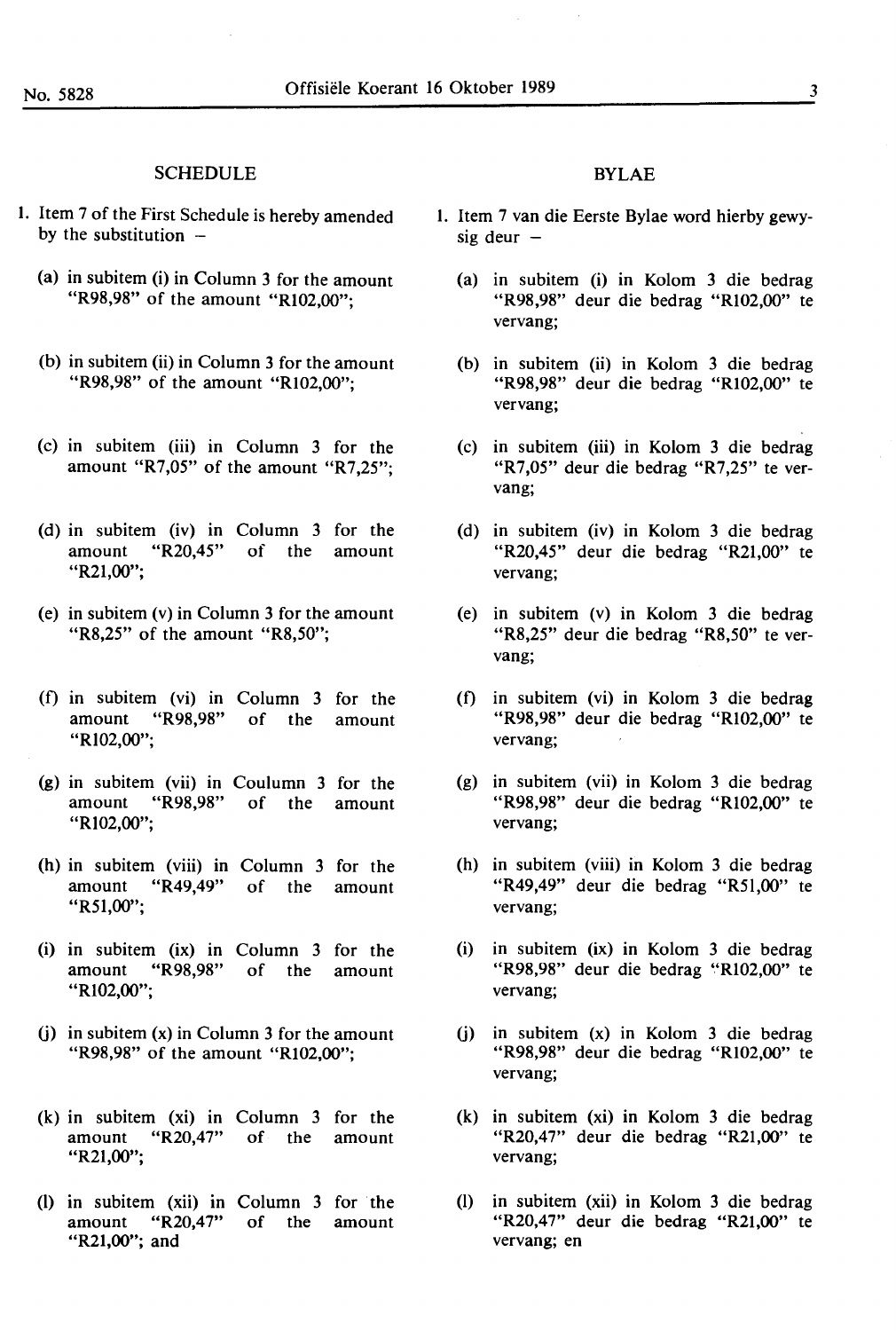## SCHEDULE

1. Item 7 of the First Schedule is hereby amended by the substitution –

   (a) in subitem (i) in Column 3 for the amount "R98,98" of the amount "R102,00";

   (b) in subitem (ii) in Column 3 for the amount "R98,98" of the amount "R102,00";

   (c) in subitem (iii) in Column 3 for the amount "R7,05" of the amount "R7,25";

   (d) in subitem (iv) in Column 3 for the amount "R20,45" of the amount "R21,00";

   (e) in subitem (v) in Column 3 for the amount "R8,25" of the amount "R8,50";

   (f) in subitem (vi) in Column 3 for the amount "R98,98" of the amount "R102,00";

   (g) in subitem (vii) in Coulumn 3 for the amount "R98,98" of the amount "R102,00";

   (h) in subitem (viii) in Column 3 for the amount "R49,49" of the amount "R51,00";

   (i) in subitem (ix) in Column 3 for the amount "R98,98" of the amount "R102,00";

   (j) in subitem (x) in Column 3 for the amount "R98,98" of the amount "R102,00";

   (k) in subitem (xi) in Column 3 for the amount "R20,47" of the amount "R21,00";

   (l) in subitem (xii) in Column 3 for the amount "R20,47" of the amount "R21,00"; and

## BYLAE

1. Item 7 van die Eerste Bylae word hierby gewysig deur –

   (a) in subitem (i) in Kolom 3 die bedrag "R98,98" deur die bedrag "R102,00" te vervang;

   (b) in subitem (ii) in Kolom 3 die bedrag "R98,98" deur die bedrag "R102,00" te vervang;

   (c) in subitem (iii) in Kolom 3 die bedrag "R7,05" deur die bedrag "R7,25" te vervang;

   (d) in subitem (iv) in Kolom 3 die bedrag "R20,45" deur die bedrag "R21,00" te vervang;

   (e) in subitem (v) in Kolom 3 die bedrag "R8,25" deur die bedrag "R8,50" te vervang;

   (f) in subitem (vi) in Kolom 3 die bedrag "R98,98" deur die bedrag "R102,00" te vervang;

   (g) in subitem (vii) in Kolom 3 die bedrag "R98,98" deur die bedrag "R102,00" te vervang;

   (h) in subitem (viii) in Kolom 3 die bedrag "R49,49" deur die bedrag "R51,00" te vervang;

   (i) in subitem (ix) in Kolom 3 die bedrag "R98,98" deur die bedrag "R102,00" te vervang;

   (j) in subitem (x) in Kolom 3 die bedrag "R98,98" deur die bedrag "R102,00" te vervang;

   (k) in subitem (xi) in Kolom 3 die bedrag "R20,47" deur die bedrag "R21,00" te vervang;

   (l) in subitem (xii) in Kolom 3 die bedrag "R20,47" deur die bedrag "R21,00" te vervang; en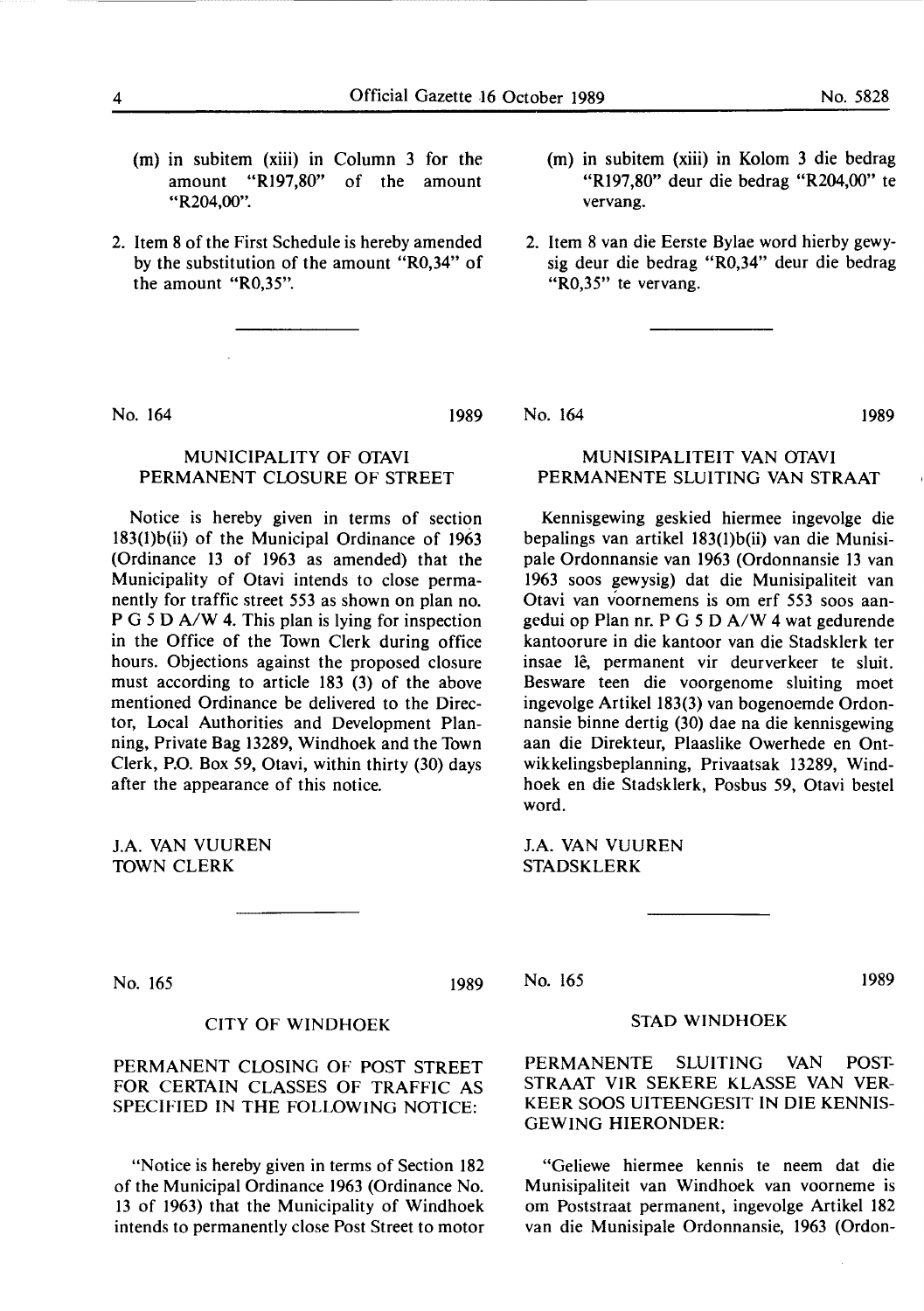(m) in subitem (xiii) in Column 3 for the amount "R197,80" of the amount "R204,00".

2. Item 8 of the First Schedule is hereby amended by the substitution of the amount "R0,34" of the amount "R0,35".

(m) in subitem (xiii) in Kolom 3 die bedrag "R197,80" deur die bedrag "R204,00" te vervang.

2. Item 8 van die Eerste Bylae word hierby gewysig deur die bedrag "R0,34" deur die bedrag "R0,35" te vervang.

---

No. 164 1989

## MUNICIPALITY OF OTAVI PERMANENT CLOSURE OF STREET

Notice is hereby given in terms of section 183(1)b(ii) of the Municipal Ordinance of 1963 (Ordinance 13 of 1963 as amended) that the Municipality of Otavi intends to close permanently for traffic street 553 as shown on plan no. P G 5 D A/W 4. This plan is lying for inspection in the Office of the Town Clerk during office hours. Objections against the proposed closure must according to article 183 (3) of the above mentioned Ordinance be delivered to the Director, Local Authorities and Development Planning, Private Bag 13289, Windhoek and the Town Clerk, P.O. Box 59, Otavi, within thirty (30) days after the appearance of this notice.

J.A. VAN VUUREN
TOWN CLERK

No. 164 1989

## MUNISIPALITEIT VAN OTAVI PERMANENTE SLUITING VAN STRAAT

Kennisgewing geskied hiermee ingevolge die bepalings van artikel 183(1)b(ii) van die Munisipale Ordonnansie van 1963 (Ordonnansie 13 van 1963 soos gewysig) dat die Munisipaliteit van Otavi van voornemens is om erf 553 soos aangedui op Plan nr. P G 5 D A/W 4 wat gedurende kantoorure in die kantoor van die Stadsklerk ter insae lê, permanent vir deurverkeer te sluit. Besware teen die voorgenome sluiting moet ingevolge Artikel 183(3) van bogenoemde Ordonnansie binne dertig (30) dae na die kennisgewing aan die Direkteur, Plaaslike Owerhede en Ontwikkelingsbeplanning, Privaatsak 13289, Windhoek en die Stadsklerk, Posbus 59, Otavi bestel word.

J.A. VAN VUUREN
STADSKLERK

---

No. 165 1989

## CITY OF WINDHOEK

## PERMANENT CLOSING OF POST STREET FOR CERTAIN CLASSES OF TRAFFIC AS SPECIFIED IN THE FOLLOWING NOTICE:

"Notice is hereby given in terms of Section 182 of the Municipal Ordinance 1963 (Ordinance No. 13 of 1963) that the Municipality of Windhoek intends to permanently close Post Street to motor

No. 165 1989

## STAD WINDHOEK

## PERMANENTE SLUITING VAN POSTSTRAAT VIR SEKERE KLASSE VAN VERKEER SOOS UITEENGESIT IN DIE KENNISGEWING HIERONDER:

"Geliewe hiermee kennis te neem dat die Munisipaliteit van Windhoek van voorneme is om Poststraat permanent, ingevolge Artikel 182 van die Munisipale Ordonnansie, 1963 (Ordon-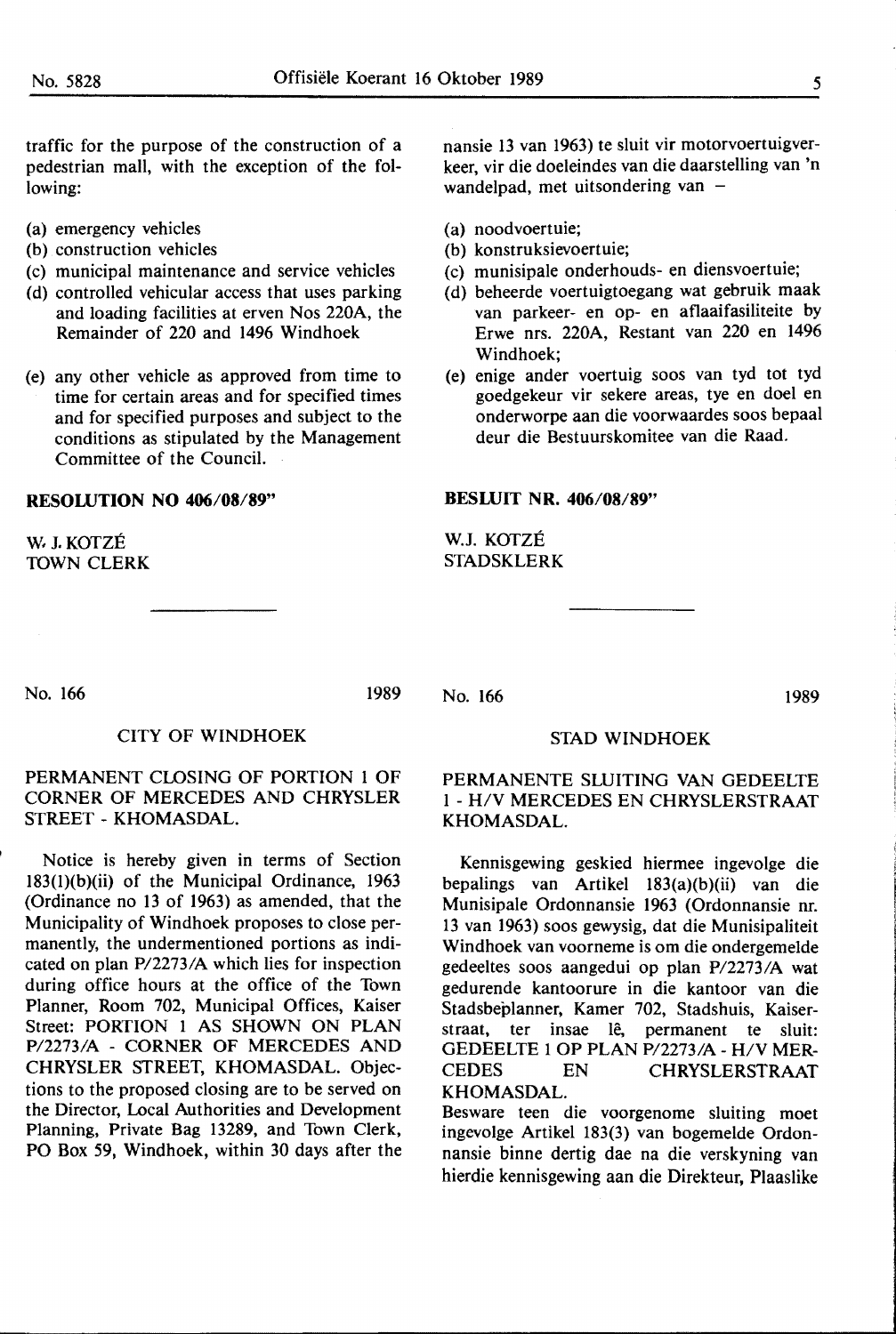traffic for the purpose of the construction of a pedestrian mall, with the exception of the following:

(a) emergency vehicles
(b) construction vehicles
(c) municipal maintenance and service vehicles
(d) controlled vehicular access that uses parking and loading facilities at erven Nos 220A, the Remainder of 220 and 1496 Windhoek
(e) any other vehicle as approved from time to time for certain areas and for specified times and for specified purposes and subject to the conditions as stipulated by the Management Committee of the Council.

**RESOLUTION NO 406/08/89"**

W. J. KOTZÉ
TOWN CLERK

nansie 13 van 1963) te sluit vir motorvoertuigverkeer, vir die doeleindes van die daarstelling van 'n wandelpad, met uitsondering van –

(a) noodvoertuie;
(b) konstruksievoertuie;
(c) munisipale onderhouds- en diensvoertuie;
(d) beheerde voertuigtoegang wat gebruik maak van parkeer- en op- en aflaaifasiliteite by Erwe nrs. 220A, Restant van 220 en 1496 Windhoek;
(e) enige ander voertuig soos van tyd tot tyd goedgekeur vir sekere areas, tye en doel en onderworpe aan die voorwaardes soos bepaal deur die Bestuurskomitee van die Raad.

**BESLUIT NR. 406/08/89"**

W.J. KOTZÉ
STADSKLERK

---

No. 166 1989

CITY OF WINDHOEK

PERMANENT CLOSING OF PORTION 1 OF CORNER OF MERCEDES AND CHRYSLER STREET - KHOMASDAL.

Notice is hereby given in terms of Section 183(1)(b)(ii) of the Municipal Ordinance, 1963 (Ordinance no 13 of 1963) as amended, that the Municipality of Windhoek proposes to close permanently, the undermentioned portions as indicated on plan P/2273/A which lies for inspection during office hours at the office of the Town Planner, Room 702, Municipal Offices, Kaiser Street: PORTION 1 AS SHOWN ON PLAN P/2273/A - CORNER OF MERCEDES AND CHRYSLER STREET, KHOMASDAL. Objections to the proposed closing are to be served on the Director, Local Authorities and Development Planning, Private Bag 13289, and Town Clerk, PO Box 59, Windhoek, within 30 days after the

No. 166 1989

STAD WINDHOEK

PERMANENTE SLUITING VAN GEDEELTE 1 - H/V MERCEDES EN CHRYSLERSTRAAT KHOMASDAL.

Kennisgewing geskied hiermee ingevolge die bepalings van Artikel 183(a)(b)(ii) van die Munisipale Ordonnansie 1963 (Ordonnansie nr. 13 van 1963) soos gewysig, dat die Munisipaliteit Windhoek van voorneme is om die ondergemelde gedeeltes soos aangedui op plan P/2273/A wat gedurende kantoorure in die kantoor van die Stadsbeplanner, Kamer 702, Stadshuis, Kaiserstraat, ter insae lê, permanent te sluit: GEDEELTE 1 OP PLAN P/2273/A - H/V MERCEDES EN CHRYSLERSTRAAT KHOMASDAL.
Besware teen die voorgenome sluiting moet ingevolge Artikel 183(3) van bogemelde Ordonnansie binne dertig dae na die verskyning van hierdie kennisgewing aan die Direkteur, Plaaslike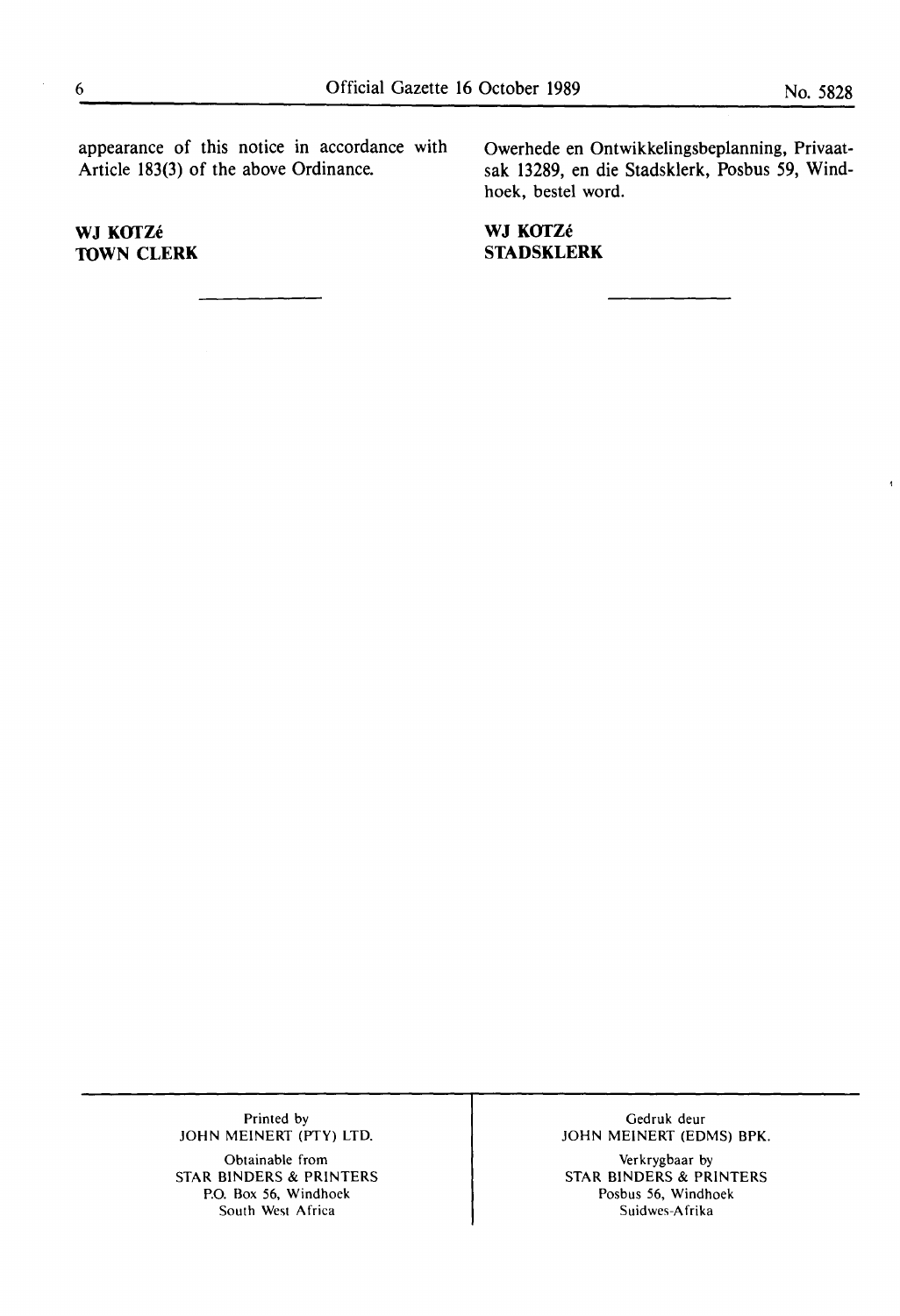appearance of this notice in accordance with Article 183(3) of the above Ordinance.

**WJ KOTZé**
**TOWN CLERK**

Owerhede en Ontwikkelingsbeplanning, Privaatsak 13289, en die Stadsklerk, Posbus 59, Windhoek, bestel word.

**WJ KOTZé**
**STADSKLERK**

---

Printed by
JOHN MEINERT (PTY) LTD.

Obtainable from
STAR BINDERS & PRINTERS
P.O. Box 56, Windhoek
South West Africa

Gedruk deur
JOHN MEINERT (EDMS) BPK.

Verkrygbaar by
STAR BINDERS & PRINTERS
Posbus 56, Windhoek
Suidwes-Afrika